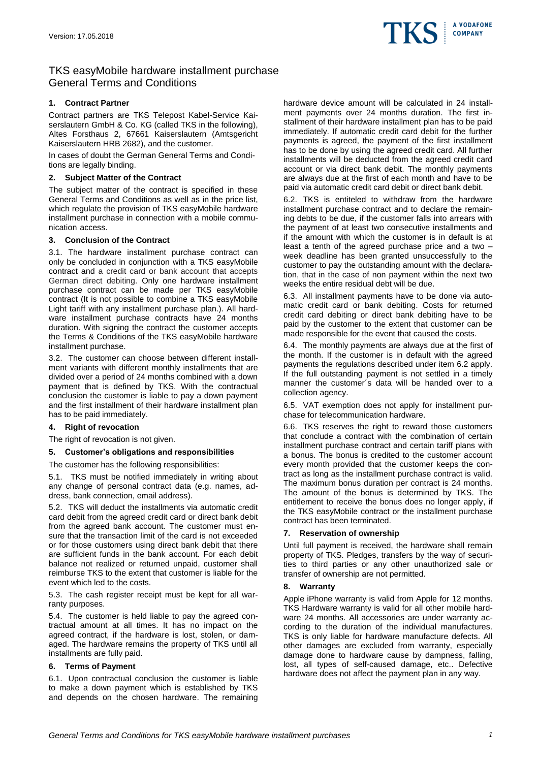Version: 17.05.2018

# TKS easyMobile hardware installment purchase General Terms and Conditions

## 1. Contract Partner

Contract partners are TKS Telepost Kabel-Service Kaiserslautern GmbH & Co. KG (called TKS in the following), Altes Forsthaus 2, 67661 Kaiserslautern (Amtsgericht Kaiserslautern HRB 2682), and the customer.

In cases of doubt the German General Terms and Conditions are legally binding.

## 2. Subject Matter of the Contract

The subject matter of the contract is specified in these General Terms and Conditions as well as in the price list, which regulate the provision of TKS easyMobile hardware installment purchase in connection with a mobile communication access.

## 3. Conclusion of the Contract

3.1. The hardware installment purchase contract can only be concluded in conjunction with a TKS easyMobile contract and a credit card or bank account that accepts German direct debiting. Only one hardware installment purchase contract can be made per TKS easyMobile contract (It is not possible to combine a TKS easyMobile Light tariff with any installment purchase plan.). All hardware installment purchase contracts have 24 months duration. With signing the contract the customer accepts the Terms & Conditions of the TKS easyMobile hardware installment purchase.

3.2. The customer can choose between different installment variants with different monthly installments that are divided over a period of 24 months combined with a down payment that is defined by TKS. With the contractual conclusion the customer is liable to pay a down payment and the first installment of their hardware installment plan has to be paid immediately.

## 4. Right of revocation

The right of revocation is not given.

## 5. Customer's obligations and responsibilities

The customer has the following responsibilities:

5.1. TKS must be notified immediately in writing about any change of personal contract data (e.g. names, address, bank connection, email address).

5.2. TKS will deduct the installments via automatic credit card debit from the agreed credit card or direct bank debit from the agreed bank account. The customer must ensure that the transaction limit of the card is not exceeded or for those customers using direct bank debit that there are sufficient funds in the bank account. For each debit balance not realized or returned unpaid, customer shall reimburse TKS to the extent that customer is liable for the event which led to the costs.

5.3. The cash register receipt must be kept for all warranty purposes.

5.4. The customer is held liable to pay the agreed contractual amount at all times. It has no impact on the agreed contract, if the hardware is lost, stolen, or damaged. The hardware remains the property of TKS until all installments are fully paid.

## 6. Terms of Payment

6.1. Upon contractual conclusion the customer is liable to make a down payment which is established by TKS and depends on the chosen hardware. The remaining hardware device amount will be calculated in 24 installment payments over 24 months duration. The first installment of their hardware installment plan has to be paid immediately. If automatic credit card debit for the further payments is agreed, the payment of the first installment has to be done by using the agreed credit card. All further installments will be deducted from the agreed credit card account or via direct bank debit. The monthly payments are always due at the first of each month and have to be paid via automatic credit card debit or direct bank debit.

6.2. TKS is entiteled to withdraw from the hardware installment purchase contract and to declare the remaining debts to be due, if the customer falls into arrears with the payment of at least two consecutive installments and if the amount with which the customer is in default is at least a tenth of the agreed purchase price and a two – week deadline has been granted unsuccessfully to the customer to pay the outstanding amount with the declaration, that in the case of non payment within the next two weeks the entire residual debt will be due.

6.3. All installment payments have to be done via automatic credit card or bank debiting. Costs for returned credit card debiting or direct bank debiting have to be paid by the customer to the extent that customer can be made responsible for the event that caused the costs.

6.4. The monthly payments are always due at the first of the month. If the customer is in default with the agreed payments the regulations described under item 6.2 apply. If the full outstanding payment is not settled in a timely manner the customer´s data will be handed over to a collection agency.

6.5. VAT exemption does not apply for installment purchase for telecommunication hardware.

6.6. TKS reserves the right to reward those customers that conclude a contract with the combination of certain installment purchase contract and certain tariff plans with a bonus. The bonus is credited to the customer account every month provided that the customer keeps the contract as long as the installment purchase contract is valid. The maximum bonus duration per contract is 24 months. The amount of the bonus is determined by TKS. The entitlement to receive the bonus does no longer apply, if the TKS easyMobile contract or the installment purchase contract has been terminated.

## 7. Reservation of ownership

Until full payment is received, the hardware shall remain property of TKS. Pledges, transfers by the way of securities to third parties or any other unauthorized sale or transfer of ownership are not permitted.

## 8. Warranty

Apple iPhone warranty is valid from Apple for 12 months. TKS Hardware warranty is valid for all other mobile hardware 24 months. All accessories are under warranty according to the duration of the individual manufactures. TKS is only liable for hardware manufacture defects. All other damages are excluded from warranty, especially damage done to hardware cause by dampness, falling, lost, all types of self-caused damage, etc.. Defective hardware does not affect the payment plan in any way.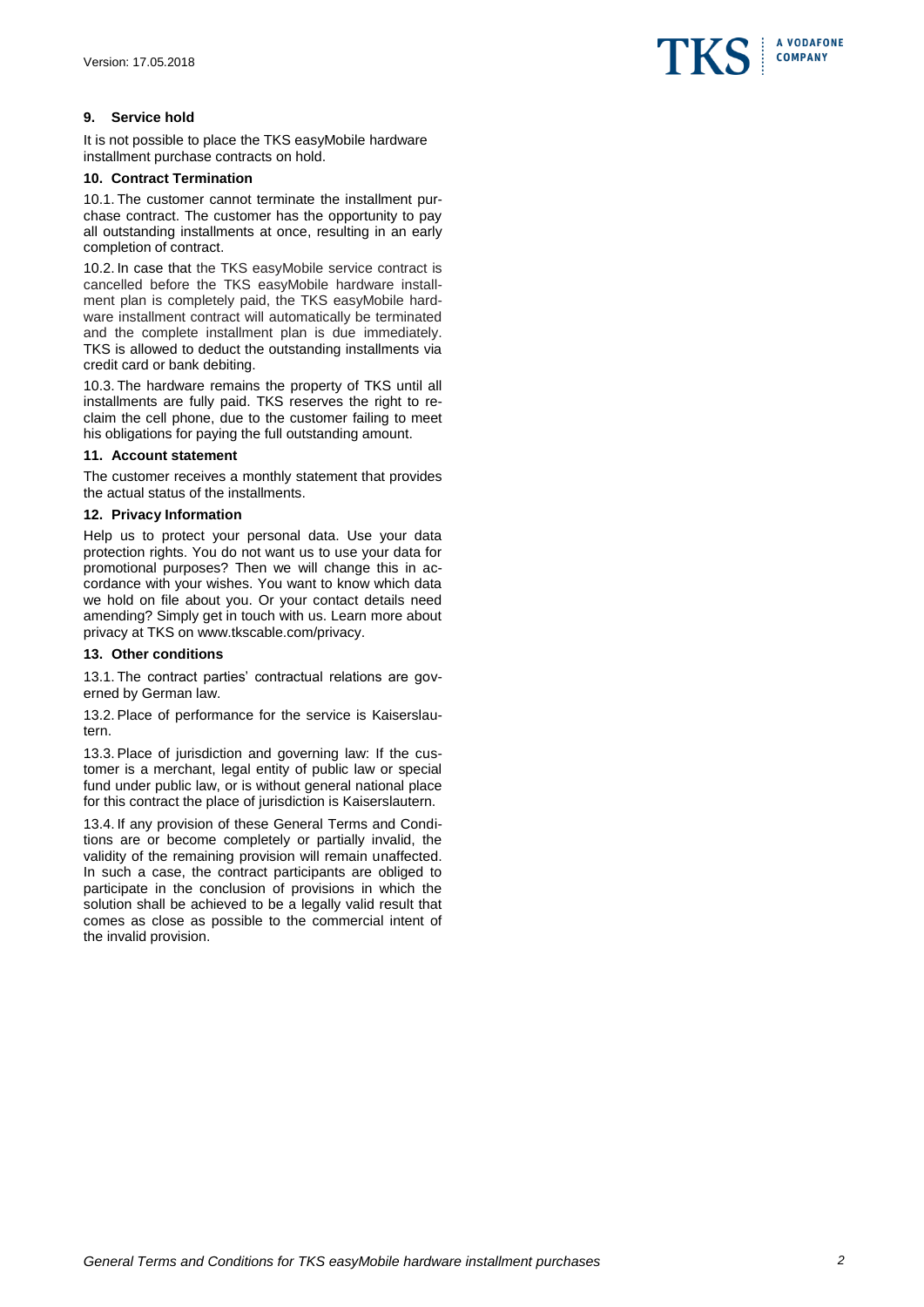## 9. Service hold

It is not possible to place the TKS easyMobile hardware installment purchase contracts on hold.

## 10. Contract Termination

10.1. The customer cannot terminate the installment purchase contract. The customer has the opportunity to pay all outstanding installments at once, resulting in an early completion of contract.

10.2. In case that the TKS easyMobile service contract is cancelled before the TKS easyMobile hardware installment plan is completely paid, the TKS easyMobile hardware installment contract will automatically be terminated and the complete installment plan is due immediately. TKS is allowed to deduct the outstanding installments via credit card or bank debiting.

10.3. The hardware remains the property of TKS until all installments are fully paid. TKS reserves the right to reclaim the cell phone, due to the customer failing to meet his obligations for paying the full outstanding amount.

## 11. Account statement

The customer receives a monthly statement that provides the actual status of the installments.

## 12. Privacy Information

Help us to protect your personal data. Use your data protection rights. You do not want us to use your data for promotional purposes? Then we will change this in accordance with your wishes. You want to know which data we hold on file about you. Or your contact details need amending? Simply get in touch with us. Learn more about privacy at TKS on www.tkscable.com/privacy.

## 13. Other conditions

13.1. The contract parties' contractual relations are governed by German law.

13.2. Place of performance for the service is Kaiserslautern.

13.3. Place of jurisdiction and governing law: If the customer is a merchant, legal entity of public law or special fund under public law, or is without general national place for this contract the place of jurisdiction is Kaiserslautern.

13.4. If any provision of these General Terms and Conditions are or become completely or partially invalid, the validity of the remaining provision will remain unaffected. In such a case, the contract participants are obliged to participate in the conclusion of provisions in which the solution shall be achieved to be a legally valid result that comes as close as possible to the commercial intent of the invalid provision.